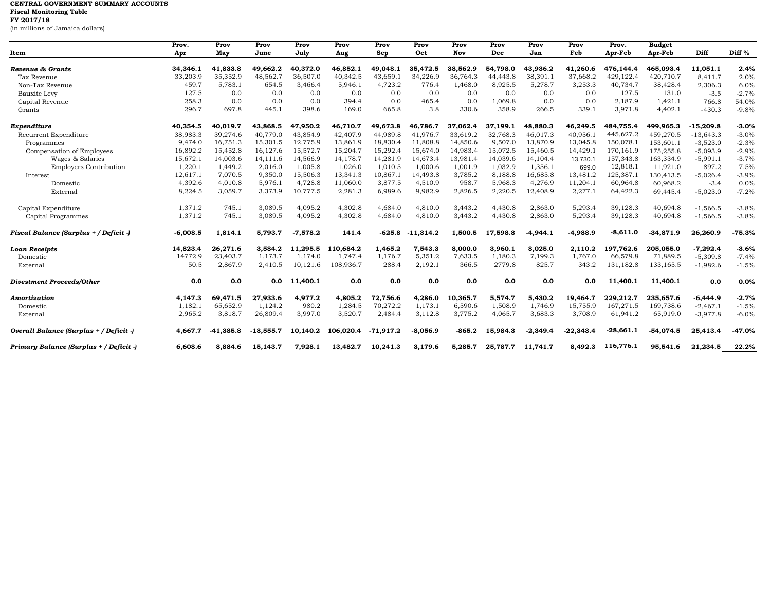**CENTRAL GOVERNMENT SUMMARY ACCOUNTS**
**Fiscal Monitoring Table**
**FY 2017/18**
(in millions of Jamaica dollars)

| Item | Prov. Apr | Prov May | Prov June | Prov July | Prov Aug | Prov Sep | Prov Oct | Prov Nov | Prov Dec | Prov Jan | Prov Feb | Prov. Apr-Feb | Budget Apr-Feb | Diff | Diff % |
|---|---|---|---|---|---|---|---|---|---|---|---|---|---|---|---|
| ***Revenue & Grants*** | **34,346.1** | **41,833.8** | **49,662.2** | **40,372.0** | **46,852.1** | **49,048.1** | **35,472.5** | **38,562.9** | **54,798.0** | **43,936.2** | **41,260.6** | **476,144.4** | **465,093.4** | **11,051.1** | **2.4%** |
| Tax Revenue | 33,203.9 | 35,352.9 | 48,562.7 | 36,507.0 | 40,342.5 | 43,659.1 | 34,226.9 | 36,764.3 | 44,443.8 | 38,391.1 | 37,668.2 | 429,122.4 | 420,710.7 | 8,411.7 | 2.0% |
| Non-Tax Revenue | 459.7 | 5,783.1 | 654.5 | 3,466.4 | 5,946.1 | 4,723.2 | 776.4 | 1,468.0 | 8,925.5 | 5,278.7 | 3,253.3 | 40,734.7 | 38,428.4 | 2,306.3 | 6.0% |
| Bauxite Levy | 127.5 | 0.0 | 0.0 | 0.0 | 0.0 | 0.0 | 0.0 | 0.0 | 0.0 | 0.0 | 0.0 | 127.5 | 131.0 | -3.5 | -2.7% |
| Capital Revenue | 258.3 | 0.0 | 0.0 | 0.0 | 394.4 | 0.0 | 465.4 | 0.0 | 1,069.8 | 0.0 | 0.0 | 2,187.9 | 1,421.1 | 766.8 | 54.0% |
| Grants | 296.7 | 697.8 | 445.1 | 398.6 | 169.0 | 665.8 | 3.8 | 330.6 | 358.9 | 266.5 | 339.1 | 3,971.8 | 4,402.1 | -430.3 | -9.8% |
| | | | | | | | | | | | | | | | |
| ***Expenditure*** | **40,354.5** | **40,019.7** | **43,868.5** | **47,950.2** | **46,710.7** | **49,673.8** | **46,786.7** | **37,062.4** | **37,199.1** | **48,880.3** | **46,249.5** | **484,755.4** | **499,965.3** | **-15,209.8** | **-3.0%** |
| Recurrent Expenditure | 38,983.3 | 39,274.6 | 40,779.0 | 43,854.9 | 42,407.9 | 44,989.8 | 41,976.7 | 33,619.2 | 32,768.3 | 46,017.3 | 40,956.1 | 445,627.2 | 459,270.5 | -13,643.3 | -3.0% |
| Programmes | 9,474.0 | 16,751.3 | 15,301.5 | 12,775.9 | 13,861.9 | 18,830.4 | 11,808.8 | 14,850.6 | 9,507.0 | 13,870.9 | 13,045.8 | 150,078.1 | 153,601.1 | -3,523.0 | -2.3% |
| Compensation of Employees | 16,892.2 | 15,452.8 | 16,127.6 | 15,572.7 | 15,204.7 | 15,292.4 | 15,674.0 | 14,983.4 | 15,072.5 | 15,460.5 | 14,429.1 | 170,161.9 | 175,255.8 | -5,093.9 | -2.9% |
| Wages & Salaries | 15,672.1 | 14,003.6 | 14,111.6 | 14,566.9 | 14,178.7 | 14,281.9 | 14,673.4 | 13,981.4 | 14,039.6 | 14,104.4 | 13,730.1 | 157,343.8 | 163,334.9 | -5,991.1 | -3.7% |
| Employers Contribution | 1,220.1 | 1,449.2 | 2,016.0 | 1,005.8 | 1,026.0 | 1,010.5 | 1,000.6 | 1,001.9 | 1,032.9 | 1,356.1 | 699.0 | 12,818.1 | 11,921.0 | 897.2 | 7.5% |
| Interest | 12,617.1 | 7,070.5 | 9,350.0 | 15,506.3 | 13,341.3 | 10,867.1 | 14,493.8 | 3,785.2 | 8,188.8 | 16,685.8 | 13,481.2 | 125,387.1 | 130,413.5 | -5,026.4 | -3.9% |
| Domestic | 4,392.6 | 4,010.8 | 5,976.1 | 4,728.8 | 11,060.0 | 3,877.5 | 4,510.9 | 958.7 | 5,968.3 | 4,276.9 | 11,204.1 | 60,964.8 | 60,968.2 | -3.4 | 0.0% |
| External | 8,224.5 | 3,059.7 | 3,373.9 | 10,777.5 | 2,281.3 | 6,989.6 | 9,982.9 | 2,826.5 | 2,220.5 | 12,408.9 | 2,277.1 | 64,422.3 | 69,445.4 | -5,023.0 | -7.2% |
| | | | | | | | | | | | | | | | |
| Capital Expenditure | 1,371.2 | 745.1 | 3,089.5 | 4,095.2 | 4,302.8 | 4,684.0 | 4,810.0 | 3,443.2 | 4,430.8 | 2,863.0 | 5,293.4 | 39,128.3 | 40,694.8 | -1,566.5 | -3.8% |
| Capital Programmes | 1,371.2 | 745.1 | 3,089.5 | 4,095.2 | 4,302.8 | 4,684.0 | 4,810.0 | 3,443.2 | 4,430.8 | 2,863.0 | 5,293.4 | 39,128.3 | 40,694.8 | -1,566.5 | -3.8% |
| | | | | | | | | | | | | | | | |
| ***Fiscal Balance (Surplus + / Deficit -)*** | **-6,008.5** | **1,814.1** | **5,793.7** | **-7,578.2** | **141.4** | **-625.8** | **-11,314.2** | **1,500.5** | **17,598.8** | **-4,944.1** | **-4,988.9** | **-8,611.0** | **-34,871.9** | **26,260.9** | **-75.3%** |
| | | | | | | | | | | | | | | | |
| ***Loan Receipts*** | **14,823.4** | **26,271.6** | **3,584.2** | **11,295.5** | **110,684.2** | **1,465.2** | **7,543.3** | **8,000.0** | **3,960.1** | **8,025.0** | **2,110.2** | **197,762.6** | **205,055.0** | **-7,292.4** | **-3.6%** |
| Domestic | 14772.9 | 23,403.7 | 1,173.7 | 1,174.0 | 1,747.4 | 1,176.7 | 5,351.2 | 7,633.5 | 1,180.3 | 7,199.3 | 1,767.0 | 66,579.8 | 71,889.5 | -5,309.8 | -7.4% |
| External | 50.5 | 2,867.9 | 2,410.5 | 10,121.6 | 108,936.7 | 288.4 | 2,192.1 | 366.5 | 2779.8 | 825.7 | 343.2 | 131,182.8 | 133,165.5 | -1,982.6 | -1.5% |
| | | | | | | | | | | | | | | | |
| ***Divestment Proceeds/Other*** | **0.0** | **0.0** | **0.0** | **11,400.1** | **0.0** | **0.0** | **0.0** | **0.0** | **0.0** | **0.0** | **0.0** | **11,400.1** | **11,400.1** | **0.0** | **0.0%** |
| | | | | | | | | | | | | | | | |
| ***Amortization*** | **4,147.3** | **69,471.5** | **27,933.6** | **4,977.2** | **4,805.2** | **72,756.6** | **4,286.0** | **10,365.7** | **5,574.7** | **5,430.2** | **19,464.7** | **229,212.7** | **235,657.6** | **-6,444.9** | **-2.7%** |
| Domestic | 1,182.1 | 65,652.9 | 1,124.2 | 980.2 | 1,284.5 | 70,272.2 | 1,173.1 | 6,590.6 | 1,508.9 | 1,746.9 | 15,755.9 | 167,271.5 | 169,738.6 | -2,467.1 | -1.5% |
| External | 2,965.2 | 3,818.7 | 26,809.4 | 3,997.0 | 3,520.7 | 2,484.4 | 3,112.8 | 3,775.2 | 4,065.7 | 3,683.3 | 3,708.9 | 61,941.2 | 65,919.0 | -3,977.8 | -6.0% |
| | | | | | | | | | | | | | | | |
| ***Overall Balance (Surplus + / Deficit -)*** | **4,667.7** | **-41,385.8** | **-18,555.7** | **10,140.2** | **106,020.4** | **-71,917.2** | **-8,056.9** | **-865.2** | **15,984.3** | **-2,349.4** | **-22,343.4** | **-28,661.1** | **-54,074.5** | **25,413.4** | **-47.0%** |
| | | | | | | | | | | | | | | | |
| ***Primary Balance (Surplus + / Deficit -)*** | **6,608.6** | **8,884.6** | **15,143.7** | **7,928.1** | **13,482.7** | **10,241.3** | **3,179.6** | **5,285.7** | **25,787.7** | **11,741.7** | **8,492.3** | **116,776.1** | **95,541.6** | **21,234.5** | **22.2%** |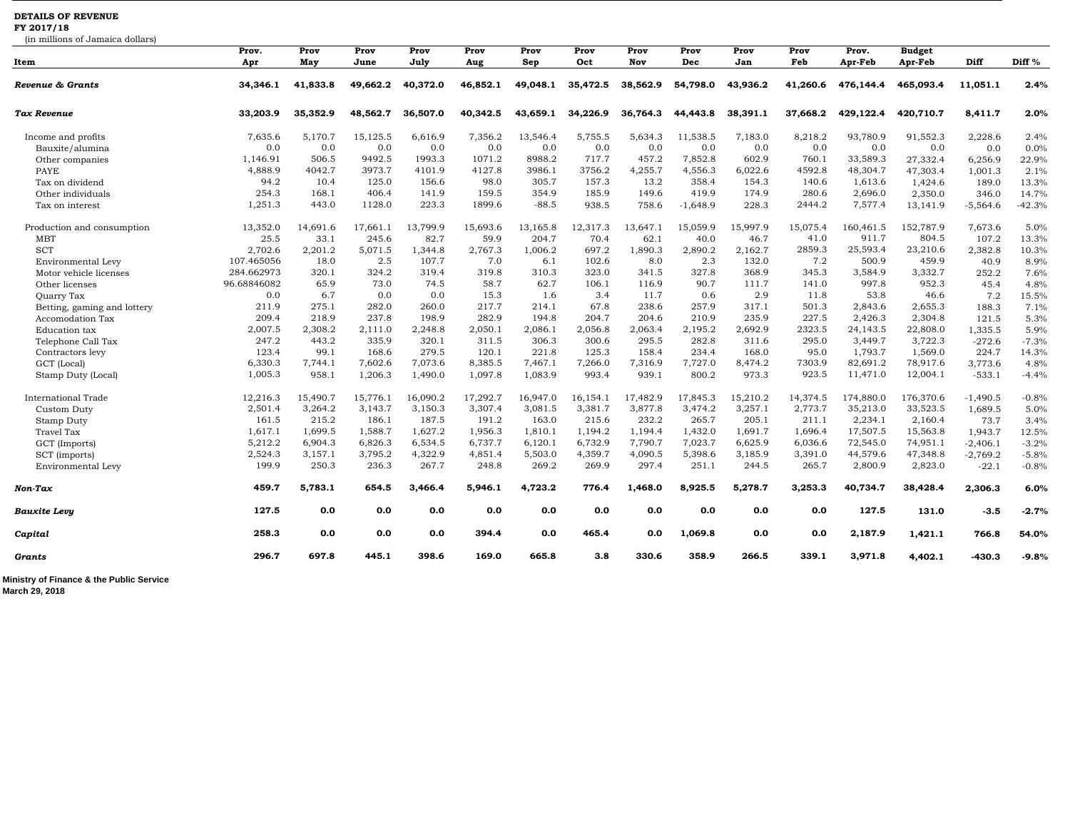**DETAILS OF REVENUE**
**FY 2017/18**
(in millions of Jamaica dollars)

| Item | Prov. Apr | Prov May | Prov June | Prov July | Prov Aug | Prov Sep | Prov Oct | Prov Nov | Prov Dec | Prov Jan | Prov Feb | Prov. Apr-Feb | Budget Apr-Feb | Diff | Diff % |
|---|---|---|---|---|---|---|---|---|---|---|---|---|---|---|---|
| ***Revenue & Grants*** | **34,346.1** | **41,833.8** | **49,662.2** | **40,372.0** | **46,852.1** | **49,048.1** | **35,472.5** | **38,562.9** | **54,798.0** | **43,936.2** | **41,260.6** | **476,144.4** | **465,093.4** | **11,051.1** | **2.4%** |
| ***Tax Revenue*** | **33,203.9** | **35,352.9** | **48,562.7** | **36,507.0** | **40,342.5** | **43,659.1** | **34,226.9** | **36,764.3** | **44,443.8** | **38,391.1** | **37,668.2** | **429,122.4** | **420,710.7** | **8,411.7** | **2.0%** |
| Income and profits | 7,635.6 | 5,170.7 | 15,125.5 | 6,616.9 | 7,356.2 | 13,546.4 | 5,755.5 | 5,634.3 | 11,538.5 | 7,183.0 | 8,218.2 | 93,780.9 | 91,552.3 | 2,228.6 | 2.4% |
| Bauxite/alumina | 0.0 | 0.0 | 0.0 | 0.0 | 0.0 | 0.0 | 0.0 | 0.0 | 0.0 | 0.0 | 0.0 | 0.0 | 0.0 | 0.0 | 0.0% |
| Other companies | 1,146.91 | 506.5 | 9492.5 | 1993.3 | 1071.2 | 8988.2 | 717.7 | 457.2 | 7,852.8 | 602.9 | 760.1 | 33,589.3 | 27,332.4 | 6,256.9 | 22.9% |
| PAYE | 4,888.9 | 4042.7 | 3973.7 | 4101.9 | 4127.8 | 3986.1 | 3756.2 | 4,255.7 | 4,556.3 | 6,022.6 | 4592.8 | 48,304.7 | 47,303.4 | 1,001.3 | 2.1% |
| Tax on dividend | 94.2 | 10.4 | 125.0 | 156.6 | 98.0 | 305.7 | 157.3 | 13.2 | 358.4 | 154.3 | 140.6 | 1,613.6 | 1,424.6 | 189.0 | 13.3% |
| Other individuals | 254.3 | 168.1 | 406.4 | 141.9 | 159.5 | 354.9 | 185.9 | 149.6 | 419.9 | 174.9 | 280.6 | 2,696.0 | 2,350.0 | 346.0 | 14.7% |
| Tax on interest | 1,251.3 | 443.0 | 1128.0 | 223.3 | 1899.6 | -88.5 | 938.5 | 758.6 | -1,648.9 | 228.3 | 2444.2 | 7,577.4 | 13,141.9 | -5,564.6 | -42.3% |
| Production and consumption | 13,352.0 | 14,691.6 | 17,661.1 | 13,799.9 | 15,693.6 | 13,165.8 | 12,317.3 | 13,647.1 | 15,059.9 | 15,997.9 | 15,075.4 | 160,461.5 | 152,787.9 | 7,673.6 | 5.0% |
| MBT | 25.5 | 33.1 | 245.6 | 82.7 | 59.9 | 204.7 | 70.4 | 62.1 | 40.0 | 46.7 | 41.0 | 911.7 | 804.5 | 107.2 | 13.3% |
| SCT | 2,702.6 | 2,201.2 | 5,071.5 | 1,344.8 | 2,767.3 | 1,006.2 | 697.2 | 1,890.3 | 2,890.2 | 2,162.7 | 2859.3 | 25,593.4 | 23,210.6 | 2,382.8 | 10.3% |
| Environmental Levy | 107.465056 | 18.0 | 2.5 | 107.7 | 7.0 | 6.1 | 102.6 | 8.0 | 2.3 | 132.0 | 7.2 | 500.9 | 459.9 | 40.9 | 8.9% |
| Motor vehicle licenses | 284.662973 | 320.1 | 324.2 | 319.4 | 319.8 | 310.3 | 323.0 | 341.5 | 327.8 | 368.9 | 345.3 | 3,584.9 | 3,332.7 | 252.2 | 7.6% |
| Other licenses | 96.68846082 | 65.9 | 73.0 | 74.5 | 58.7 | 62.7 | 106.1 | 116.9 | 90.7 | 111.7 | 141.0 | 997.8 | 952.3 | 45.4 | 4.8% |
| Quarry Tax | 0.0 | 6.7 | 0.0 | 0.0 | 15.3 | 1.6 | 3.4 | 11.7 | 0.6 | 2.9 | 11.8 | 53.8 | 46.6 | 7.2 | 15.5% |
| Betting, gaming and lottery | 211.9 | 275.1 | 282.0 | 260.0 | 217.7 | 214.1 | 67.8 | 238.6 | 257.9 | 317.1 | 501.3 | 2,843.6 | 2,655.3 | 188.3 | 7.1% |
| Accomodation Tax | 209.4 | 218.9 | 237.8 | 198.9 | 282.9 | 194.8 | 204.7 | 204.6 | 210.9 | 235.9 | 227.5 | 2,426.3 | 2,304.8 | 121.5 | 5.3% |
| Education tax | 2,007.5 | 2,308.2 | 2,111.0 | 2,248.8 | 2,050.1 | 2,086.1 | 2,056.8 | 2,063.4 | 2,195.2 | 2,692.9 | 2323.5 | 24,143.5 | 22,808.0 | 1,335.5 | 5.9% |
| Telephone Call Tax | 247.2 | 443.2 | 335.9 | 320.1 | 311.5 | 306.3 | 300.6 | 295.5 | 282.8 | 311.6 | 295.0 | 3,449.7 | 3,722.3 | -272.6 | -7.3% |
| Contractors levy | 123.4 | 99.1 | 168.6 | 279.5 | 120.1 | 221.8 | 125.3 | 158.4 | 234.4 | 168.0 | 95.0 | 1,793.7 | 1,569.0 | 224.7 | 14.3% |
| GCT (Local) | 6,330.3 | 7,744.1 | 7,602.6 | 7,073.6 | 8,385.5 | 7,467.1 | 7,266.0 | 7,316.9 | 7,727.0 | 8,474.2 | 7303.9 | 82,691.2 | 78,917.6 | 3,773.6 | 4.8% |
| Stamp Duty (Local) | 1,005.3 | 958.1 | 1,206.3 | 1,490.0 | 1,097.8 | 1,083.9 | 993.4 | 939.1 | 800.2 | 973.3 | 923.5 | 11,471.0 | 12,004.1 | -533.1 | -4.4% |
| International Trade | 12,216.3 | 15,490.7 | 15,776.1 | 16,090.2 | 17,292.7 | 16,947.0 | 16,154.1 | 17,482.9 | 17,845.3 | 15,210.2 | 14,374.5 | 174,880.0 | 176,370.6 | -1,490.5 | -0.8% |
| Custom Duty | 2,501.4 | 3,264.2 | 3,143.7 | 3,150.3 | 3,307.4 | 3,081.5 | 3,381.7 | 3,877.8 | 3,474.2 | 3,257.1 | 2,773.7 | 35,213.0 | 33,523.5 | 1,689.5 | 5.0% |
| Stamp Duty | 161.5 | 215.2 | 186.1 | 187.5 | 191.2 | 163.0 | 215.6 | 232.2 | 265.7 | 205.1 | 211.1 | 2,234.1 | 2,160.4 | 73.7 | 3.4% |
| Travel Tax | 1,617.1 | 1,699.5 | 1,588.7 | 1,627.2 | 1,956.3 | 1,810.1 | 1,194.2 | 1,194.4 | 1,432.0 | 1,691.7 | 1,696.4 | 17,507.5 | 15,563.8 | 1,943.7 | 12.5% |
| GCT (Imports) | 5,212.2 | 6,904.3 | 6,826.3 | 6,534.5 | 6,737.7 | 6,120.1 | 6,732.9 | 7,790.7 | 7,023.7 | 6,625.9 | 6,036.6 | 72,545.0 | 74,951.1 | -2,406.1 | -3.2% |
| SCT (imports) | 2,524.3 | 3,157.1 | 3,795.2 | 4,322.9 | 4,851.4 | 5,503.0 | 4,359.7 | 4,090.5 | 5,398.6 | 3,185.9 | 3,391.0 | 44,579.6 | 47,348.8 | -2,769.2 | -5.8% |
| Environmental Levy | 199.9 | 250.3 | 236.3 | 267.7 | 248.8 | 269.2 | 269.9 | 297.4 | 251.1 | 244.5 | 265.7 | 2,800.9 | 2,823.0 | -22.1 | -0.8% |
| ***Non-Tax*** | **459.7** | **5,783.1** | **654.5** | **3,466.4** | **5,946.1** | **4,723.2** | **776.4** | **1,468.0** | **8,925.5** | **5,278.7** | **3,253.3** | **40,734.7** | **38,428.4** | **2,306.3** | **6.0%** |
| ***Bauxite Levy*** | **127.5** | **0.0** | **0.0** | **0.0** | **0.0** | **0.0** | **0.0** | **0.0** | **0.0** | **0.0** | **0.0** | **127.5** | **131.0** | **-3.5** | **-2.7%** |
| ***Capital*** | **258.3** | **0.0** | **0.0** | **0.0** | **394.4** | **0.0** | **465.4** | **0.0** | **1,069.8** | **0.0** | **0.0** | **2,187.9** | **1,421.1** | **766.8** | **54.0%** |
| ***Grants*** | **296.7** | **697.8** | **445.1** | **398.6** | **169.0** | **665.8** | **3.8** | **330.6** | **358.9** | **266.5** | **339.1** | **3,971.8** | **4,402.1** | **-430.3** | **-9.8%** |

**Ministry of Finance & the Public Service**
**March 29, 2018**